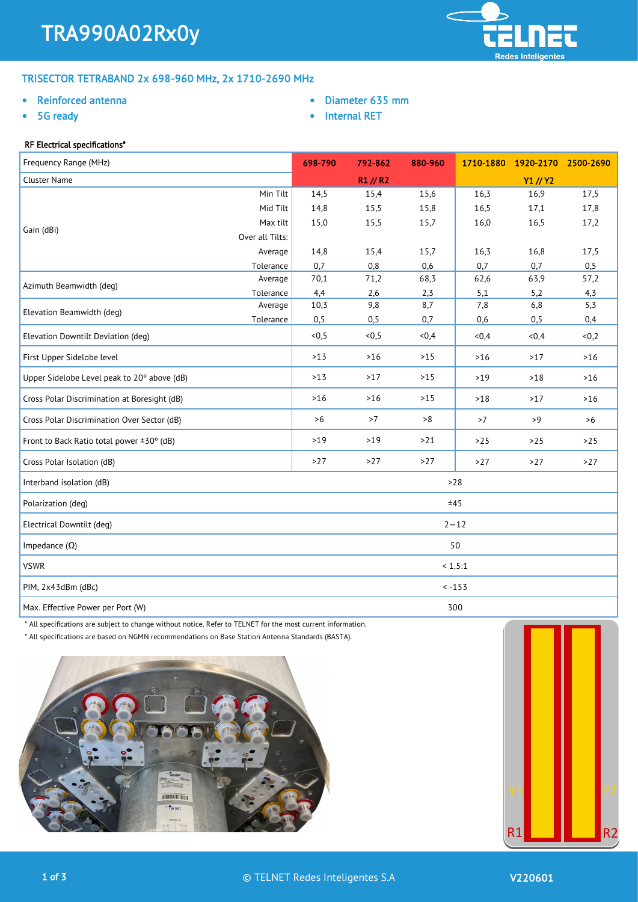# TRA990A02Rx0y

## TRISECTOR TETRABAND 2x 698-960 MHz, 2x 1710-2690 MHz

- Reinforced antenna
- 5G ready
- Diameter 635 mm
- Internal RET

### RF Electrical specifications*

| Frequency Range (MHz) | | 698-790 | 792-862 | 880-960 | 1710-1880 | 1920-2170 | 2500-2690 |
|---|---|---|---|---|---|---|---|
| Cluster Name | | R1 // R2 | | | Y1 // Y2 | | |
| Gain (dBi) | Min Tilt | 14,5 | 15,4 | 15,6 | 16,3 | 16,9 | 17,5 |
| | Mid Tilt | 14,8 | 15,5 | 15,8 | 16,5 | 17,1 | 17,8 |
| | Max tilt | 15,0 | 15,5 | 15,7 | 16,0 | 16,5 | 17,2 |
| | Over all Tilts: | | | | | | |
| | Average | 14,8 | 15,4 | 15,7 | 16,3 | 16,8 | 17,5 |
| | Tolerance | 0,7 | 0,8 | 0,6 | 0,7 | 0,7 | 0,5 |
| Azimuth Beamwidth (deg) | Average | 70,1 | 71,2 | 68,3 | 62,6 | 63,9 | 57,2 |
| | Tolerance | 4,4 | 2,6 | 2,3 | 5,1 | 5,2 | 4,3 |
| Elevation Beamwidth (deg) | Average | 10,3 | 9,8 | 8,7 | 7,8 | 6,8 | 5,3 |
| | Tolerance | 0,5 | 0,5 | 0,7 | 0,6 | 0,5 | 0,4 |
| Elevation Downtilt Deviation (deg) | | <0,5 | <0,5 | <0,4 | <0,4 | <0,4 | <0,2 |
| First Upper Sidelobe level | | >13 | >16 | >15 | >16 | >17 | >16 |
| Upper Sidelobe Level peak to 20º above (dB) | | >13 | >17 | >15 | >19 | >18 | >16 |
| Cross Polar Discrimination at Boresight (dB) | | >16 | >16 | >15 | >18 | >17 | >16 |
| Cross Polar Discrimination Over Sector (dB) | | >6 | >7 | >8 | >7 | >9 | >6 |
| Front to Back Ratio total power ±30º (dB) | | >19 | >19 | >21 | >25 | >25 | >25 |
| Cross Polar Isolation (dB) | | >27 | >27 | >27 | >27 | >27 | >27 |
| Interband isolation (dB) | | >28 | | | | | |
| Polarization (deg) | | ±45 | | | | | |
| Electrical Downtilt (deg) | | 2−12 | | | | | |
| Impedance (Ω) | | 50 | | | | | |
| VSWR | | < 1.5:1 | | | | | |
| PIM, 2x43dBm (dBc) | | < -153 | | | | | |
| Max. Effective Power per Port (W) | | 300 | | | | | |

* All specifications are subject to change without notice. Refer to TELNET for the most current information.

* All specifications are based on NGMN recommendations on Base Station Antenna Standards (BASTA).

Y1 Y2

R1 R2

© TELNET Redes Inteligentes S.A

V220601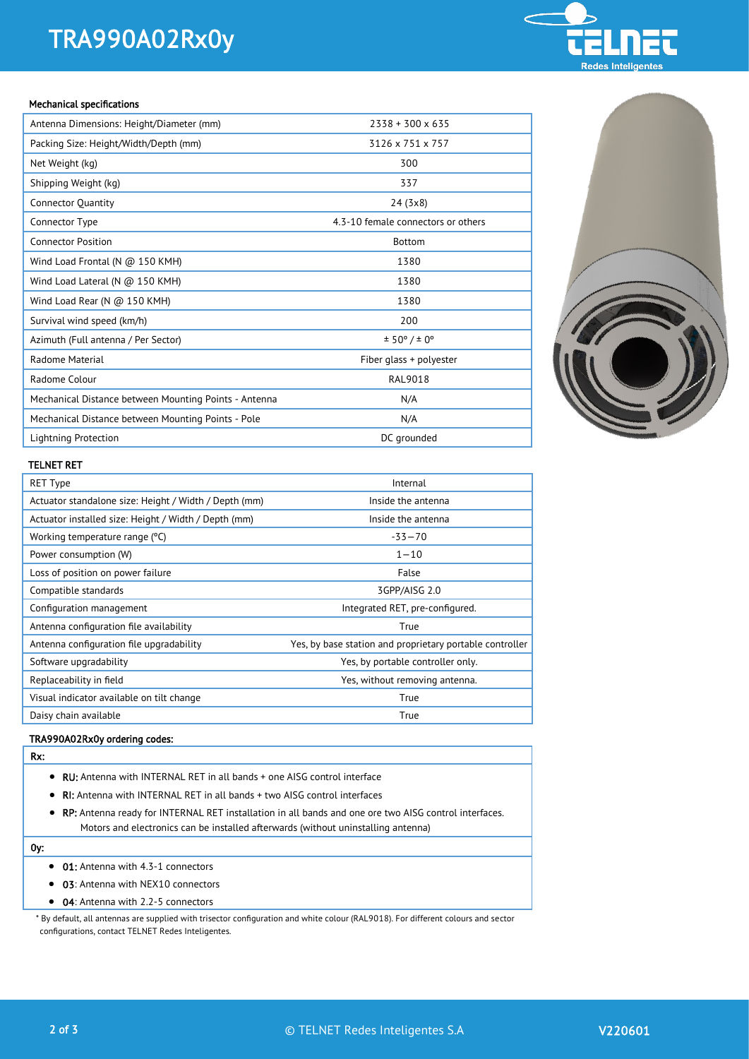# TRA990A02Rx0y

### Mechanical specifications

| | |
|---|---|
| Antenna Dimensions: Height/Diameter (mm) | 2338 + 300 x 635 |
| Packing Size: Height/Width/Depth (mm) | 3126 x 751 x 757 |
| Net Weight (kg) | 300 |
| Shipping Weight (kg) | 337 |
| Connector Quantity | 24 (3x8) |
| Connector Type | 4.3-10 female connectors or others |
| Connector Position | Bottom |
| Wind Load Frontal (N @ 150 KMH) | 1380 |
| Wind Load Lateral (N @ 150 KMH) | 1380 |
| Wind Load Rear (N @ 150 KMH) | 1380 |
| Survival wind speed (km/h) | 200 |
| Azimuth (Full antenna / Per Sector) | ± 50° / ± 0° |
| Radome Material | Fiber glass + polyester |
| Radome Colour | RAL9018 |
| Mechanical Distance between Mounting Points - Antenna | N/A |
| Mechanical Distance between Mounting Points - Pole | N/A |
| Lightning Protection | DC grounded |

### TELNET RET

| | |
|---|---|
| RET Type | Internal |
| Actuator standalone size: Height / Width / Depth (mm) | Inside the antenna |
| Actuator installed size: Height / Width / Depth (mm) | Inside the antenna |
| Working temperature range (°C) | -33—70 |
| Power consumption (W) | 1—10 |
| Loss of position on power failure | False |
| Compatible standards | 3GPP/AISG 2.0 |
| Configuration management | Integrated RET, pre-configured. |
| Antenna configuration file availability | True |
| Antenna configuration file upgradability | Yes, by base station and proprietary portable controller |
| Software upgradability | Yes, by portable controller only. |
| Replaceability in field | Yes, without removing antenna. |
| Visual indicator available on tilt change | True |
| Daisy chain available | True |

### TRA990A02Rx0y ordering codes:

**Rx:**

- **RU:** Antenna with INTERNAL RET in all bands + one AISG control interface
- **RI:** Antenna with INTERNAL RET in all bands + two AISG control interfaces
- **RP:** Antenna ready for INTERNAL RET installation in all bands and one ore two AISG control interfaces. Motors and electronics can be installed afterwards (without uninstalling antenna)

**0y:**

- **01:** Antenna with 4.3-1 connectors
- **03**: Antenna with NEX10 connectors
- **04**: Antenna with 2.2-5 connectors

* By default, all antennas are supplied with trisector configuration and white colour (RAL9018). For different colours and sector configurations, contact TELNET Redes Inteligentes.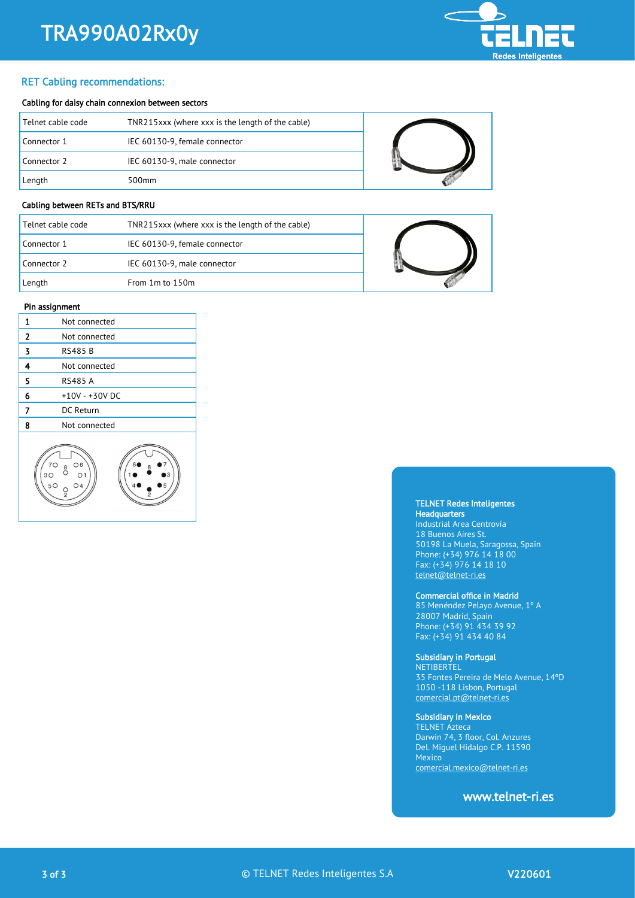## RET Cabling recommendations:

### Cabling for daisy chain connexion between sectors

| | |
|---|---|
| Telnet cable code | TNR215xxx (where xxx is the length of the cable) |
| Connector 1 | IEC 60130-9, female connector |
| Connector 2 | IEC 60130-9, male connector |
| Length | 500mm |

### Cabling between RETs and BTS/RRU

| | |
|---|---|
| Telnet cable code | TNR215xxx (where xxx is the length of the cable) |
| Connector 1 | IEC 60130-9, female connector |
| Connector 2 | IEC 60130-9, male connector |
| Length | From 1m to 150m |

### Pin assignment

| | |
|---|---|
| 1 | Not connected |
| 2 | Not connected |
| 3 | RS485 B |
| 4 | Not connected |
| 5 | RS485 A |
| 6 | +10V - +30V DC |
| 7 | DC Return |
| 8 | Not connected |

**TELNET Redes Inteligentes**
**Headquarters**
Industrial Area Centrovía
18 Buenos Aires St.
50198 La Muela, Saragossa, Spain
Phone: (+34) 976 14 18 00
Fax: (+34) 976 14 18 10
telnet@telnet-ri.es

**Commercial office in Madrid**
85 Menéndez Pelayo Avenue, 1º A
28007 Madrid, Spain
Phone: (+34) 91 434 39 92
Fax: (+34) 91 434 40 84

**Subsidiary in Portugal**
NETIBERTEL
35 Fontes Pereira de Melo Avenue, 14ºD
1050 -118 Lisbon, Portugal
comercial.pt@telnet-ri.es

**Subsidiary in Mexico**
TELNET Azteca
Darwin 74, 3 floor, Col. Anzures
Del. Miguel Hidalgo C.P. 11590
Mexico
comercial.mexico@telnet-ri.es

www.telnet-ri.es